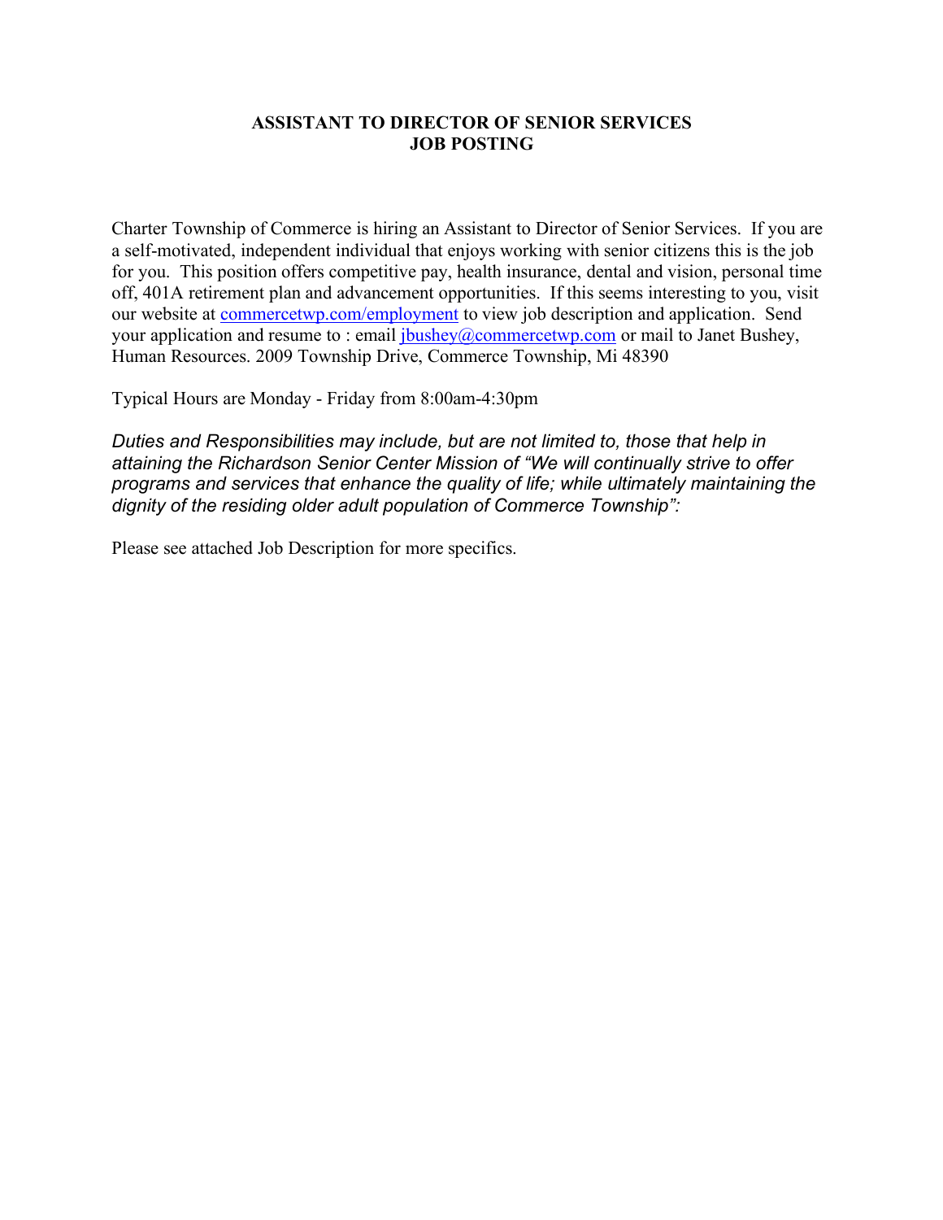# ASSISTANT TO DIRECTOR OF SENIOR SERVICES
# JOB POSTING

Charter Township of Commerce is hiring an Assistant to Director of Senior Services. If you are a self-motivated, independent individual that enjoys working with senior citizens this is the job for you. This position offers competitive pay, health insurance, dental and vision, personal time off, 401A retirement plan and advancement opportunities. If this seems interesting to you, visit our website at [commercetwp.com/employment](commercetwp.com/employment) to view job description and application. Send your application and resume to : email [jbushey@commercetwp.com](mailto:jbushey@commercetwp.com) or mail to Janet Bushey, Human Resources. 2009 Township Drive, Commerce Township, Mi 48390

Typical Hours are Monday - Friday from 8:00am-4:30pm

*Duties and Responsibilities may include, but are not limited to, those that help in attaining the Richardson Senior Center Mission of "We will continually strive to offer programs and services that enhance the quality of life; while ultimately maintaining the dignity of the residing older adult population of Commerce Township":*

Please see attached Job Description for more specifics.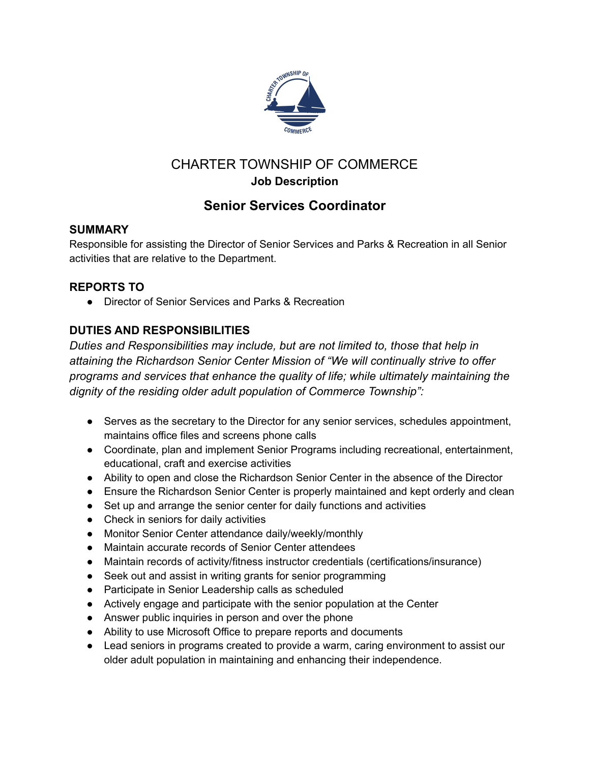# CHARTER TOWNSHIP OF COMMERCE

**Job Description**

## Senior Services Coordinator

### SUMMARY

Responsible for assisting the Director of Senior Services and Parks & Recreation in all Senior activities that are relative to the Department.

### REPORTS TO

- Director of Senior Services and Parks & Recreation

### DUTIES AND RESPONSIBILITIES

*Duties and Responsibilities may include, but are not limited to, those that help in attaining the Richardson Senior Center Mission of "We will continually strive to offer programs and services that enhance the quality of life; while ultimately maintaining the dignity of the residing older adult population of Commerce Township":*

- Serves as the secretary to the Director for any senior services, schedules appointment, maintains office files and screens phone calls
- Coordinate, plan and implement Senior Programs including recreational, entertainment, educational, craft and exercise activities
- Ability to open and close the Richardson Senior Center in the absence of the Director
- Ensure the Richardson Senior Center is properly maintained and kept orderly and clean
- Set up and arrange the senior center for daily functions and activities
- Check in seniors for daily activities
- Monitor Senior Center attendance daily/weekly/monthly
- Maintain accurate records of Senior Center attendees
- Maintain records of activity/fitness instructor credentials (certifications/insurance)
- Seek out and assist in writing grants for senior programming
- Participate in Senior Leadership calls as scheduled
- Actively engage and participate with the senior population at the Center
- Answer public inquiries in person and over the phone
- Ability to use Microsoft Office to prepare reports and documents
- Lead seniors in programs created to provide a warm, caring environment to assist our older adult population in maintaining and enhancing their independence.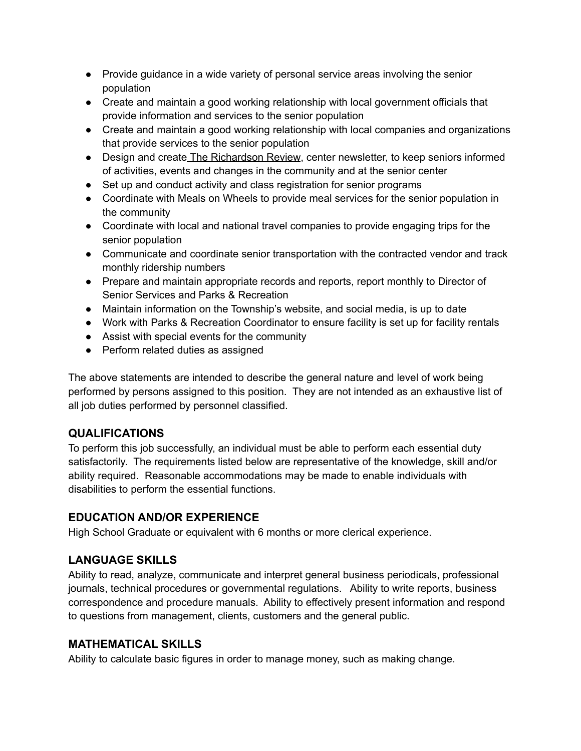- Provide guidance in a wide variety of personal service areas involving the senior population
- Create and maintain a good working relationship with local government officials that provide information and services to the senior population
- Create and maintain a good working relationship with local companies and organizations that provide services to the senior population
- Design and create The Richardson Review, center newsletter, to keep seniors informed of activities, events and changes in the community and at the senior center
- Set up and conduct activity and class registration for senior programs
- Coordinate with Meals on Wheels to provide meal services for the senior population in the community
- Coordinate with local and national travel companies to provide engaging trips for the senior population
- Communicate and coordinate senior transportation with the contracted vendor and track monthly ridership numbers
- Prepare and maintain appropriate records and reports, report monthly to Director of Senior Services and Parks & Recreation
- Maintain information on the Township's website, and social media, is up to date
- Work with Parks & Recreation Coordinator to ensure facility is set up for facility rentals
- Assist with special events for the community
- Perform related duties as assigned

The above statements are intended to describe the general nature and level of work being performed by persons assigned to this position. They are not intended as an exhaustive list of all job duties performed by personnel classified.

## QUALIFICATIONS

To perform this job successfully, an individual must be able to perform each essential duty satisfactorily. The requirements listed below are representative of the knowledge, skill and/or ability required. Reasonable accommodations may be made to enable individuals with disabilities to perform the essential functions.

## EDUCATION AND/OR EXPERIENCE

High School Graduate or equivalent with 6 months or more clerical experience.

## LANGUAGE SKILLS

Ability to read, analyze, communicate and interpret general business periodicals, professional journals, technical procedures or governmental regulations. Ability to write reports, business correspondence and procedure manuals. Ability to effectively present information and respond to questions from management, clients, customers and the general public.

## MATHEMATICAL SKILLS

Ability to calculate basic figures in order to manage money, such as making change.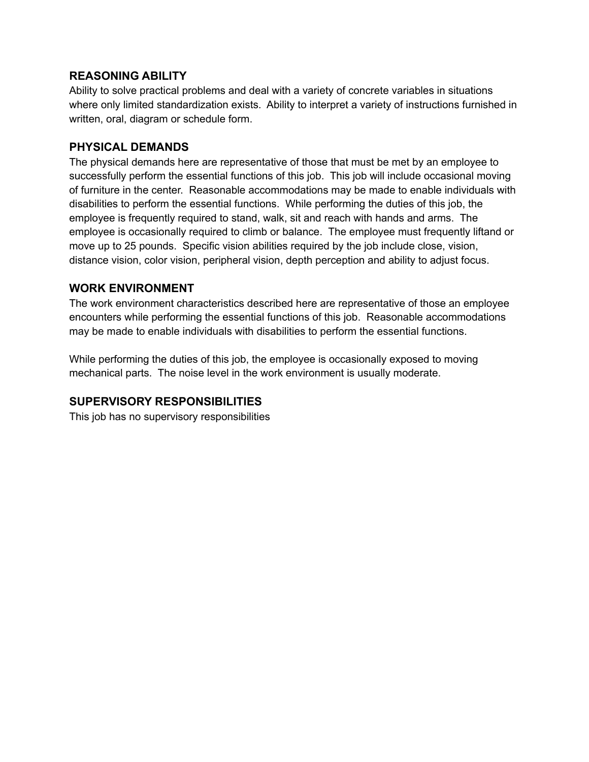## REASONING ABILITY

Ability to solve practical problems and deal with a variety of concrete variables in situations where only limited standardization exists. Ability to interpret a variety of instructions furnished in written, oral, diagram or schedule form.

## PHYSICAL DEMANDS

The physical demands here are representative of those that must be met by an employee to successfully perform the essential functions of this job. This job will include occasional moving of furniture in the center. Reasonable accommodations may be made to enable individuals with disabilities to perform the essential functions. While performing the duties of this job, the employee is frequently required to stand, walk, sit and reach with hands and arms. The employee is occasionally required to climb or balance. The employee must frequently liftand or move up to 25 pounds. Specific vision abilities required by the job include close, vision, distance vision, color vision, peripheral vision, depth perception and ability to adjust focus.

## WORK ENVIRONMENT

The work environment characteristics described here are representative of those an employee encounters while performing the essential functions of this job. Reasonable accommodations may be made to enable individuals with disabilities to perform the essential functions.

While performing the duties of this job, the employee is occasionally exposed to moving mechanical parts. The noise level in the work environment is usually moderate.

## SUPERVISORY RESPONSIBILITIES

This job has no supervisory responsibilities